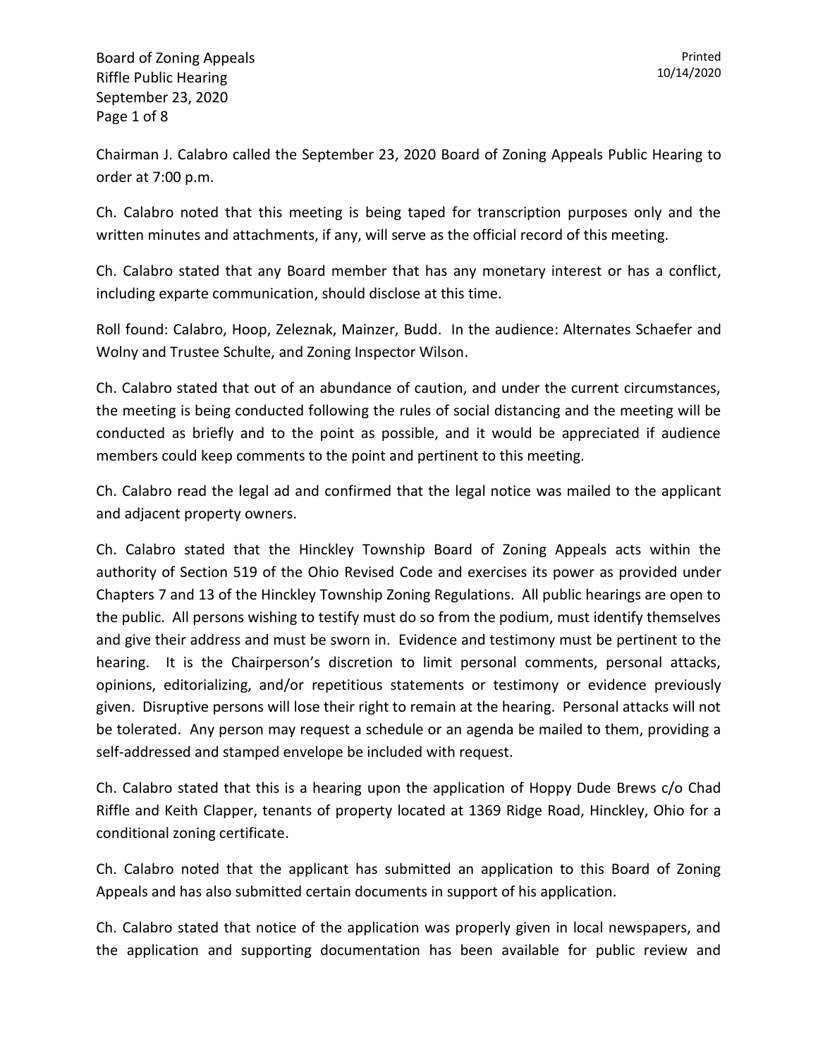Chairman J. Calabro called the September 23, 2020 Board of Zoning Appeals Public Hearing to order at 7:00 p.m.

Ch. Calabro noted that this meeting is being taped for transcription purposes only and the written minutes and attachments, if any, will serve as the official record of this meeting.

Ch. Calabro stated that any Board member that has any monetary interest or has a conflict, including exparte communication, should disclose at this time.

Roll found: Calabro, Hoop, Zeleznak, Mainzer, Budd. In the audience: Alternates Schaefer and Wolny and Trustee Schulte, and Zoning Inspector Wilson.

Ch. Calabro stated that out of an abundance of caution, and under the current circumstances, the meeting is being conducted following the rules of social distancing and the meeting will be conducted as briefly and to the point as possible, and it would be appreciated if audience members could keep comments to the point and pertinent to this meeting.

Ch. Calabro read the legal ad and confirmed that the legal notice was mailed to the applicant and adjacent property owners.

Ch. Calabro stated that the Hinckley Township Board of Zoning Appeals acts within the authority of Section 519 of the Ohio Revised Code and exercises its power as provided under Chapters 7 and 13 of the Hinckley Township Zoning Regulations. All public hearings are open to the public. All persons wishing to testify must do so from the podium, must identify themselves and give their address and must be sworn in. Evidence and testimony must be pertinent to the hearing. It is the Chairperson's discretion to limit personal comments, personal attacks, opinions, editorializing, and/or repetitious statements or testimony or evidence previously given. Disruptive persons will lose their right to remain at the hearing. Personal attacks will not be tolerated. Any person may request a schedule or an agenda be mailed to them, providing a self-addressed and stamped envelope be included with request.

Ch. Calabro stated that this is a hearing upon the application of Hoppy Dude Brews c/o Chad Riffle and Keith Clapper, tenants of property located at 1369 Ridge Road, Hinckley, Ohio for a conditional zoning certificate.

Ch. Calabro noted that the applicant has submitted an application to this Board of Zoning Appeals and has also submitted certain documents in support of his application.

Ch. Calabro stated that notice of the application was properly given in local newspapers, and the application and supporting documentation has been available for public review and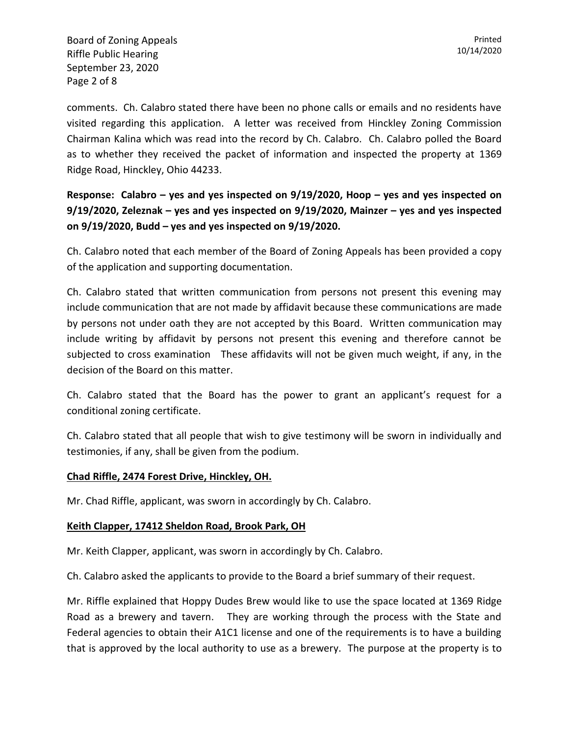comments. Ch. Calabro stated there have been no phone calls or emails and no residents have visited regarding this application. A letter was received from Hinckley Zoning Commission Chairman Kalina which was read into the record by Ch. Calabro. Ch. Calabro polled the Board as to whether they received the packet of information and inspected the property at 1369 Ridge Road, Hinckley, Ohio 44233.

**Response: Calabro – yes and yes inspected on 9/19/2020, Hoop – yes and yes inspected on 9/19/2020, Zeleznak – yes and yes inspected on 9/19/2020, Mainzer – yes and yes inspected on 9/19/2020, Budd – yes and yes inspected on 9/19/2020.**

Ch. Calabro noted that each member of the Board of Zoning Appeals has been provided a copy of the application and supporting documentation.

Ch. Calabro stated that written communication from persons not present this evening may include communication that are not made by affidavit because these communications are made by persons not under oath they are not accepted by this Board. Written communication may include writing by affidavit by persons not present this evening and therefore cannot be subjected to cross examination These affidavits will not be given much weight, if any, in the decision of the Board on this matter.

Ch. Calabro stated that the Board has the power to grant an applicant's request for a conditional zoning certificate.

Ch. Calabro stated that all people that wish to give testimony will be sworn in individually and testimonies, if any, shall be given from the podium.

**Chad Riffle, 2474 Forest Drive, Hinckley, OH.**

Mr. Chad Riffle, applicant, was sworn in accordingly by Ch. Calabro.

**Keith Clapper, 17412 Sheldon Road, Brook Park, OH**

Mr. Keith Clapper, applicant, was sworn in accordingly by Ch. Calabro.

Ch. Calabro asked the applicants to provide to the Board a brief summary of their request.

Mr. Riffle explained that Hoppy Dudes Brew would like to use the space located at 1369 Ridge Road as a brewery and tavern. They are working through the process with the State and Federal agencies to obtain their A1C1 license and one of the requirements is to have a building that is approved by the local authority to use as a brewery. The purpose at the property is to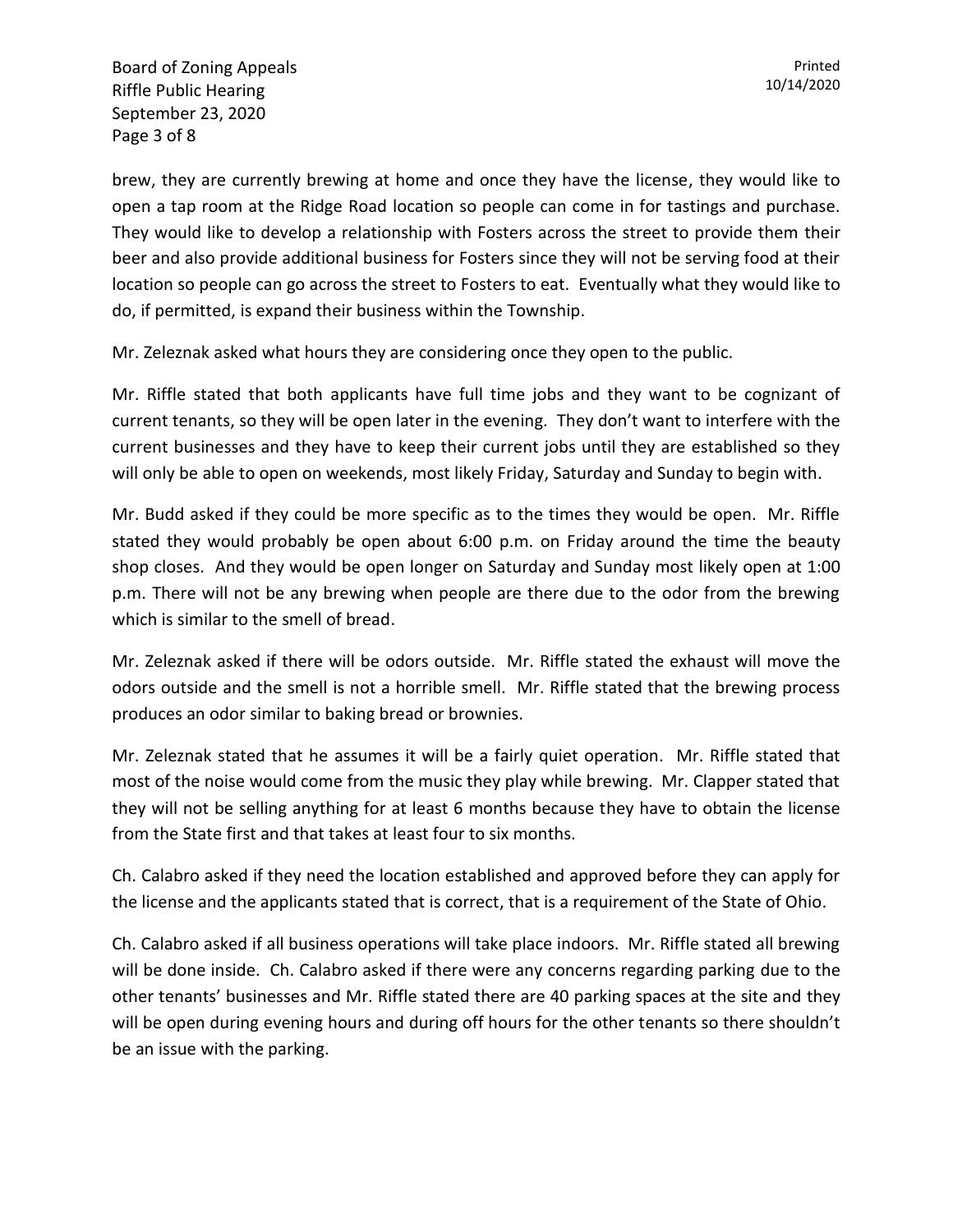brew, they are currently brewing at home and once they have the license, they would like to open a tap room at the Ridge Road location so people can come in for tastings and purchase. They would like to develop a relationship with Fosters across the street to provide them their beer and also provide additional business for Fosters since they will not be serving food at their location so people can go across the street to Fosters to eat. Eventually what they would like to do, if permitted, is expand their business within the Township.

Mr. Zeleznak asked what hours they are considering once they open to the public.

Mr. Riffle stated that both applicants have full time jobs and they want to be cognizant of current tenants, so they will be open later in the evening. They don't want to interfere with the current businesses and they have to keep their current jobs until they are established so they will only be able to open on weekends, most likely Friday, Saturday and Sunday to begin with.

Mr. Budd asked if they could be more specific as to the times they would be open. Mr. Riffle stated they would probably be open about 6:00 p.m. on Friday around the time the beauty shop closes. And they would be open longer on Saturday and Sunday most likely open at 1:00 p.m. There will not be any brewing when people are there due to the odor from the brewing which is similar to the smell of bread.

Mr. Zeleznak asked if there will be odors outside. Mr. Riffle stated the exhaust will move the odors outside and the smell is not a horrible smell. Mr. Riffle stated that the brewing process produces an odor similar to baking bread or brownies.

Mr. Zeleznak stated that he assumes it will be a fairly quiet operation. Mr. Riffle stated that most of the noise would come from the music they play while brewing. Mr. Clapper stated that they will not be selling anything for at least 6 months because they have to obtain the license from the State first and that takes at least four to six months.

Ch. Calabro asked if they need the location established and approved before they can apply for the license and the applicants stated that is correct, that is a requirement of the State of Ohio.

Ch. Calabro asked if all business operations will take place indoors. Mr. Riffle stated all brewing will be done inside. Ch. Calabro asked if there were any concerns regarding parking due to the other tenants' businesses and Mr. Riffle stated there are 40 parking spaces at the site and they will be open during evening hours and during off hours for the other tenants so there shouldn't be an issue with the parking.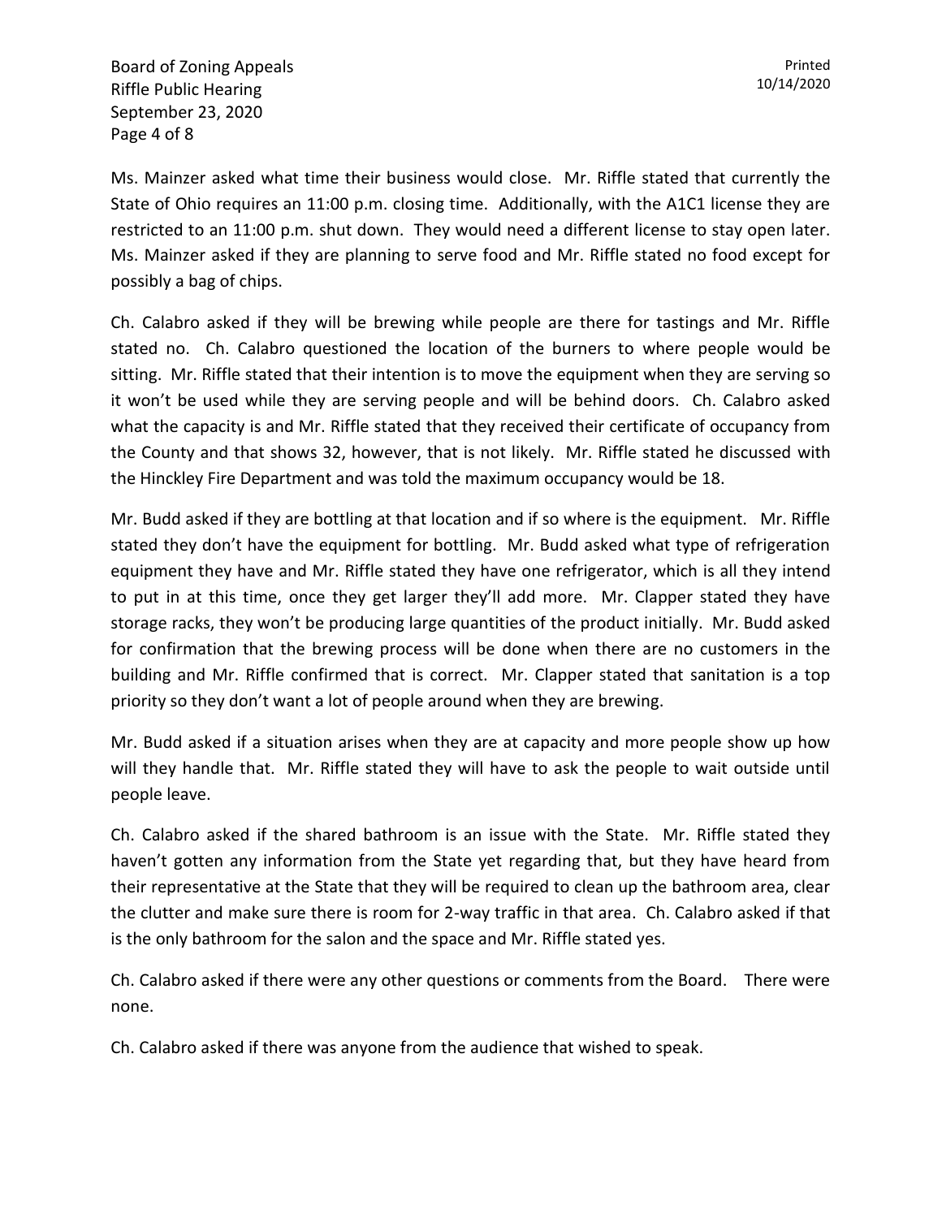Ms. Mainzer asked what time their business would close. Mr. Riffle stated that currently the State of Ohio requires an 11:00 p.m. closing time. Additionally, with the A1C1 license they are restricted to an 11:00 p.m. shut down. They would need a different license to stay open later. Ms. Mainzer asked if they are planning to serve food and Mr. Riffle stated no food except for possibly a bag of chips.

Ch. Calabro asked if they will be brewing while people are there for tastings and Mr. Riffle stated no. Ch. Calabro questioned the location of the burners to where people would be sitting. Mr. Riffle stated that their intention is to move the equipment when they are serving so it won't be used while they are serving people and will be behind doors. Ch. Calabro asked what the capacity is and Mr. Riffle stated that they received their certificate of occupancy from the County and that shows 32, however, that is not likely. Mr. Riffle stated he discussed with the Hinckley Fire Department and was told the maximum occupancy would be 18.

Mr. Budd asked if they are bottling at that location and if so where is the equipment. Mr. Riffle stated they don't have the equipment for bottling. Mr. Budd asked what type of refrigeration equipment they have and Mr. Riffle stated they have one refrigerator, which is all they intend to put in at this time, once they get larger they'll add more. Mr. Clapper stated they have storage racks, they won't be producing large quantities of the product initially. Mr. Budd asked for confirmation that the brewing process will be done when there are no customers in the building and Mr. Riffle confirmed that is correct. Mr. Clapper stated that sanitation is a top priority so they don't want a lot of people around when they are brewing.

Mr. Budd asked if a situation arises when they are at capacity and more people show up how will they handle that. Mr. Riffle stated they will have to ask the people to wait outside until people leave.

Ch. Calabro asked if the shared bathroom is an issue with the State. Mr. Riffle stated they haven't gotten any information from the State yet regarding that, but they have heard from their representative at the State that they will be required to clean up the bathroom area, clear the clutter and make sure there is room for 2-way traffic in that area. Ch. Calabro asked if that is the only bathroom for the salon and the space and Mr. Riffle stated yes.

Ch. Calabro asked if there were any other questions or comments from the Board. There were none.

Ch. Calabro asked if there was anyone from the audience that wished to speak.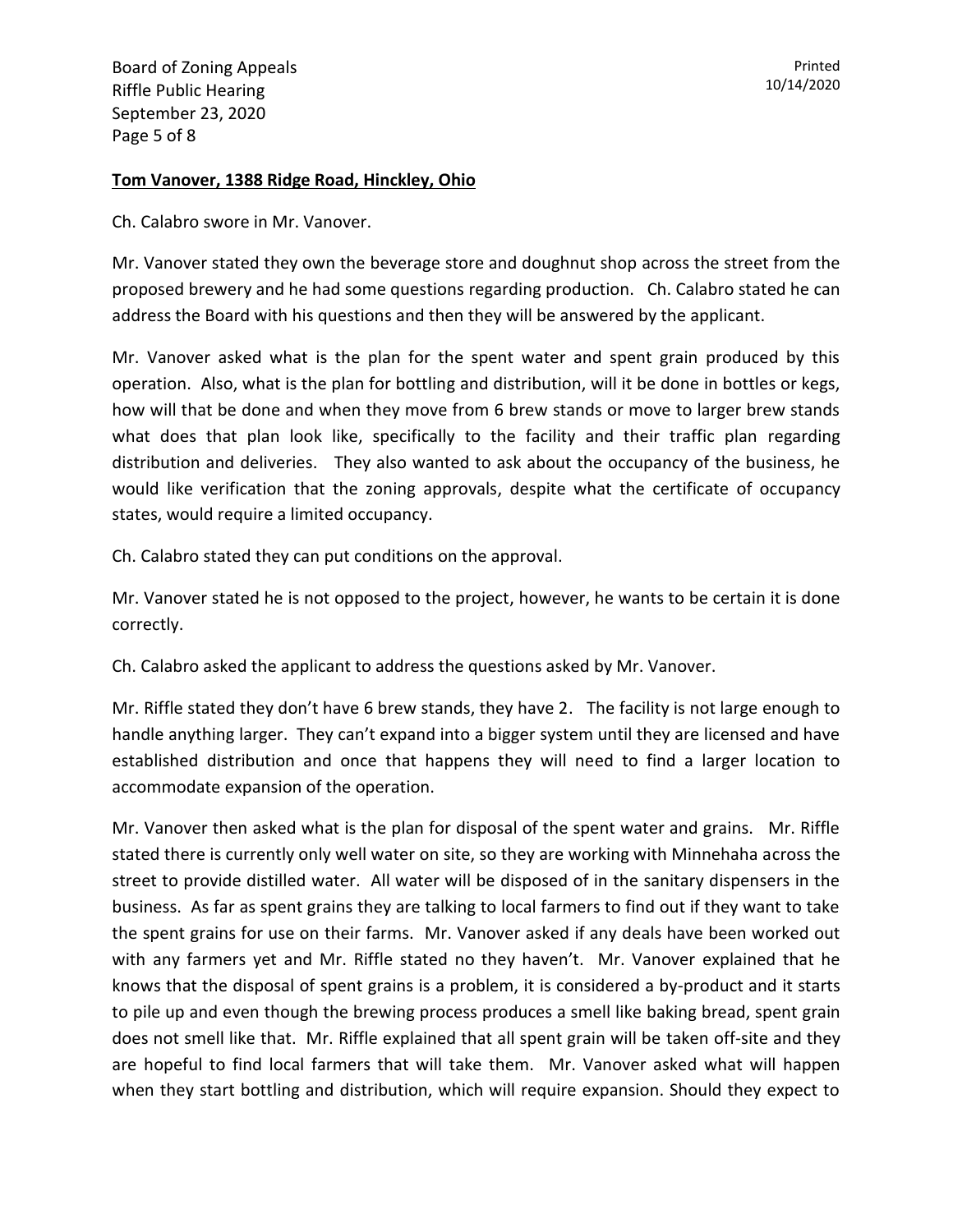**Tom Vanover, 1388 Ridge Road, Hinckley, Ohio**

Ch. Calabro swore in Mr. Vanover.

Mr. Vanover stated they own the beverage store and doughnut shop across the street from the proposed brewery and he had some questions regarding production. Ch. Calabro stated he can address the Board with his questions and then they will be answered by the applicant.

Mr. Vanover asked what is the plan for the spent water and spent grain produced by this operation. Also, what is the plan for bottling and distribution, will it be done in bottles or kegs, how will that be done and when they move from 6 brew stands or move to larger brew stands what does that plan look like, specifically to the facility and their traffic plan regarding distribution and deliveries. They also wanted to ask about the occupancy of the business, he would like verification that the zoning approvals, despite what the certificate of occupancy states, would require a limited occupancy.

Ch. Calabro stated they can put conditions on the approval.

Mr. Vanover stated he is not opposed to the project, however, he wants to be certain it is done correctly.

Ch. Calabro asked the applicant to address the questions asked by Mr. Vanover.

Mr. Riffle stated they don't have 6 brew stands, they have 2. The facility is not large enough to handle anything larger. They can't expand into a bigger system until they are licensed and have established distribution and once that happens they will need to find a larger location to accommodate expansion of the operation.

Mr. Vanover then asked what is the plan for disposal of the spent water and grains. Mr. Riffle stated there is currently only well water on site, so they are working with Minnehaha across the street to provide distilled water. All water will be disposed of in the sanitary dispensers in the business. As far as spent grains they are talking to local farmers to find out if they want to take the spent grains for use on their farms. Mr. Vanover asked if any deals have been worked out with any farmers yet and Mr. Riffle stated no they haven't. Mr. Vanover explained that he knows that the disposal of spent grains is a problem, it is considered a by-product and it starts to pile up and even though the brewing process produces a smell like baking bread, spent grain does not smell like that. Mr. Riffle explained that all spent grain will be taken off-site and they are hopeful to find local farmers that will take them. Mr. Vanover asked what will happen when they start bottling and distribution, which will require expansion. Should they expect to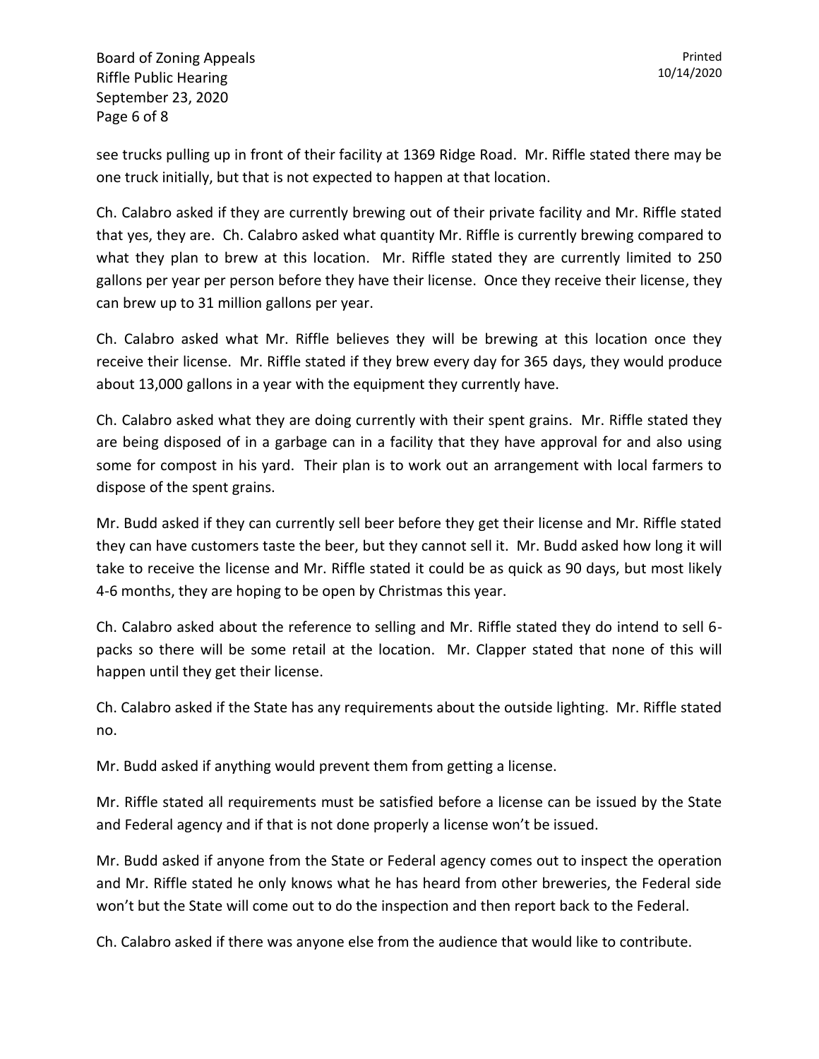see trucks pulling up in front of their facility at 1369 Ridge Road. Mr. Riffle stated there may be one truck initially, but that is not expected to happen at that location.

Ch. Calabro asked if they are currently brewing out of their private facility and Mr. Riffle stated that yes, they are. Ch. Calabro asked what quantity Mr. Riffle is currently brewing compared to what they plan to brew at this location. Mr. Riffle stated they are currently limited to 250 gallons per year per person before they have their license. Once they receive their license, they can brew up to 31 million gallons per year.

Ch. Calabro asked what Mr. Riffle believes they will be brewing at this location once they receive their license. Mr. Riffle stated if they brew every day for 365 days, they would produce about 13,000 gallons in a year with the equipment they currently have.

Ch. Calabro asked what they are doing currently with their spent grains. Mr. Riffle stated they are being disposed of in a garbage can in a facility that they have approval for and also using some for compost in his yard. Their plan is to work out an arrangement with local farmers to dispose of the spent grains.

Mr. Budd asked if they can currently sell beer before they get their license and Mr. Riffle stated they can have customers taste the beer, but they cannot sell it. Mr. Budd asked how long it will take to receive the license and Mr. Riffle stated it could be as quick as 90 days, but most likely 4-6 months, they are hoping to be open by Christmas this year.

Ch. Calabro asked about the reference to selling and Mr. Riffle stated they do intend to sell 6-packs so there will be some retail at the location. Mr. Clapper stated that none of this will happen until they get their license.

Ch. Calabro asked if the State has any requirements about the outside lighting. Mr. Riffle stated no.

Mr. Budd asked if anything would prevent them from getting a license.

Mr. Riffle stated all requirements must be satisfied before a license can be issued by the State and Federal agency and if that is not done properly a license won't be issued.

Mr. Budd asked if anyone from the State or Federal agency comes out to inspect the operation and Mr. Riffle stated he only knows what he has heard from other breweries, the Federal side won't but the State will come out to do the inspection and then report back to the Federal.

Ch. Calabro asked if there was anyone else from the audience that would like to contribute.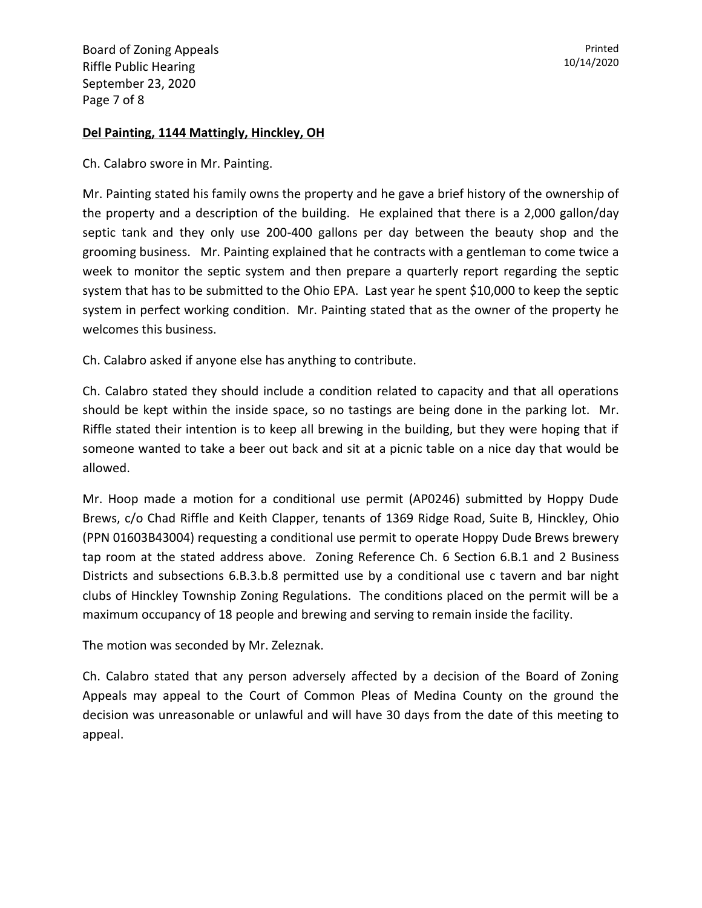**Del Painting, 1144 Mattingly, Hinckley, OH**

Ch. Calabro swore in Mr. Painting.

Mr. Painting stated his family owns the property and he gave a brief history of the ownership of the property and a description of the building. He explained that there is a 2,000 gallon/day septic tank and they only use 200-400 gallons per day between the beauty shop and the grooming business. Mr. Painting explained that he contracts with a gentleman to come twice a week to monitor the septic system and then prepare a quarterly report regarding the septic system that has to be submitted to the Ohio EPA. Last year he spent $10,000 to keep the septic system in perfect working condition. Mr. Painting stated that as the owner of the property he welcomes this business.

Ch. Calabro asked if anyone else has anything to contribute.

Ch. Calabro stated they should include a condition related to capacity and that all operations should be kept within the inside space, so no tastings are being done in the parking lot. Mr. Riffle stated their intention is to keep all brewing in the building, but they were hoping that if someone wanted to take a beer out back and sit at a picnic table on a nice day that would be allowed.

Mr. Hoop made a motion for a conditional use permit (AP0246) submitted by Hoppy Dude Brews, c/o Chad Riffle and Keith Clapper, tenants of 1369 Ridge Road, Suite B, Hinckley, Ohio (PPN 01603B43004) requesting a conditional use permit to operate Hoppy Dude Brews brewery tap room at the stated address above. Zoning Reference Ch. 6 Section 6.B.1 and 2 Business Districts and subsections 6.B.3.b.8 permitted use by a conditional use c tavern and bar night clubs of Hinckley Township Zoning Regulations. The conditions placed on the permit will be a maximum occupancy of 18 people and brewing and serving to remain inside the facility.

The motion was seconded by Mr. Zeleznak.

Ch. Calabro stated that any person adversely affected by a decision of the Board of Zoning Appeals may appeal to the Court of Common Pleas of Medina County on the ground the decision was unreasonable or unlawful and will have 30 days from the date of this meeting to appeal.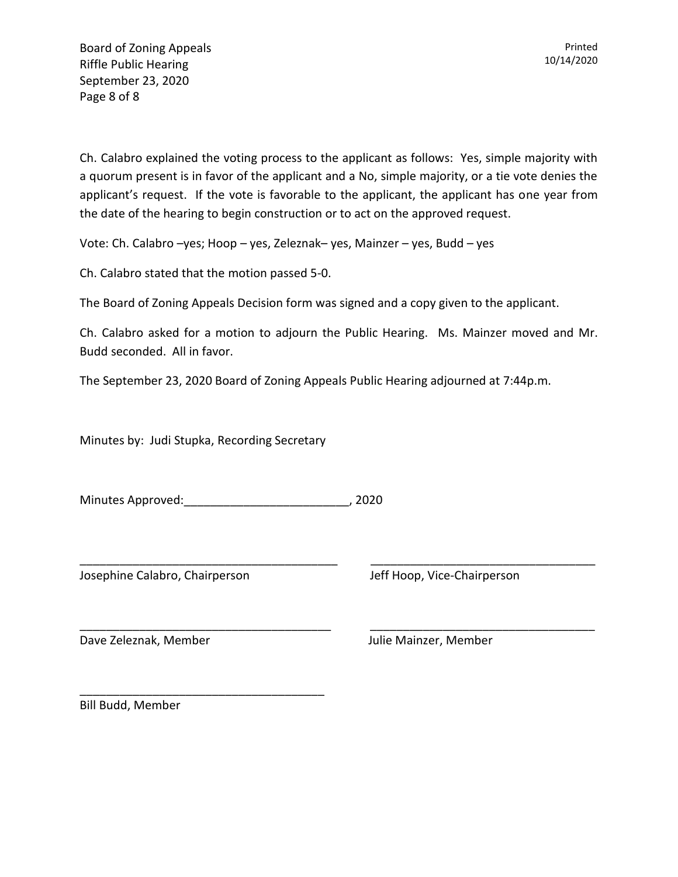Ch. Calabro explained the voting process to the applicant as follows: Yes, simple majority with a quorum present is in favor of the applicant and a No, simple majority, or a tie vote denies the applicant's request. If the vote is favorable to the applicant, the applicant has one year from the date of the hearing to begin construction or to act on the approved request.

Vote: Ch. Calabro –yes; Hoop – yes, Zeleznak– yes, Mainzer – yes, Budd – yes

Ch. Calabro stated that the motion passed 5-0.

The Board of Zoning Appeals Decision form was signed and a copy given to the applicant.

Ch. Calabro asked for a motion to adjourn the Public Hearing. Ms. Mainzer moved and Mr. Budd seconded. All in favor.

The September 23, 2020 Board of Zoning Appeals Public Hearing adjourned at 7:44p.m.

Minutes by: Judi Stupka, Recording Secretary

Minutes Approved:_________________________, 2020

_______________________________________
Josephine Calabro, Chairperson

_______________________________________
Jeff Hoop, Vice-Chairperson

_______________________________________
Dave Zeleznak, Member

_______________________________________
Julie Mainzer, Member

_______________________________________
Bill Budd, Member